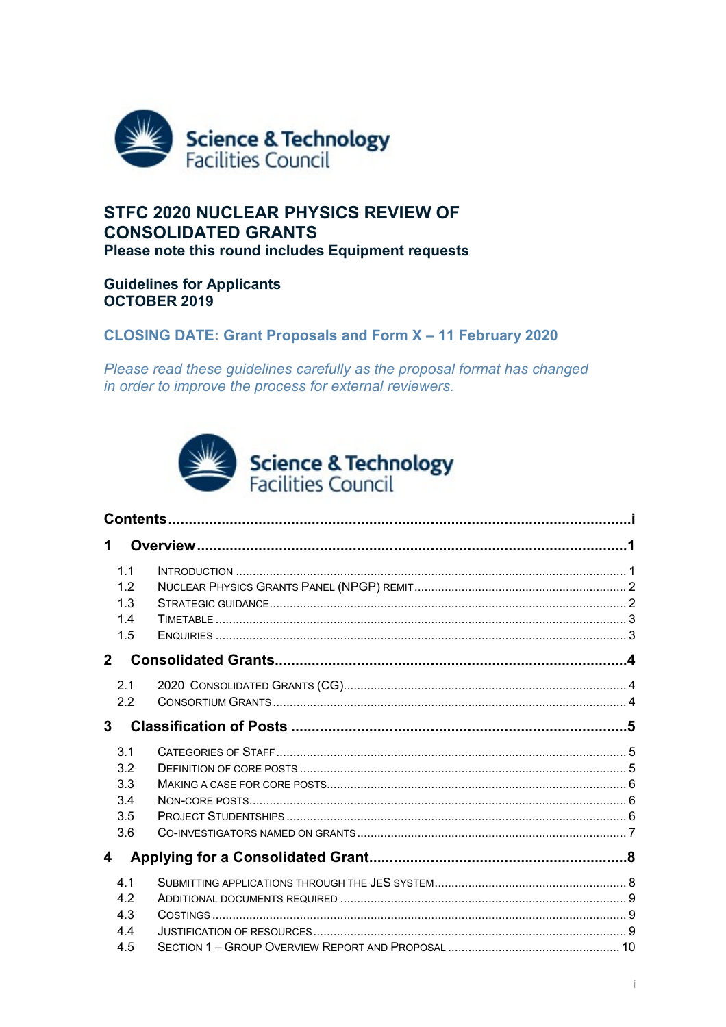Science & Technology Facilities Council

# STFC 2020 NUCLEAR PHYSICS REVIEW OF CONSOLIDATED GRANTS

**Please note this round includes Equipment requests**

**Guidelines for Applicants**
**OCTOBER 2019**

**CLOSING DATE: Grant Proposals and Form X – 11 February 2020**

*Please read these guidelines carefully as the proposal format has changed in order to improve the process for external reviewers.*

Science & Technology Facilities Council

**Contents** ........................................................................ i

**1 Overview** ........................................................................ 1

- 1.1 Introduction ........................................................................ 1
- 1.2 Nuclear Physics Grants Panel (NPGP) remit ........................................................................ 2
- 1.3 Strategic guidance ........................................................................ 2
- 1.4 Timetable ........................................................................ 3
- 1.5 Enquiries ........................................................................ 3

**2 Consolidated Grants** ........................................................................ 4

- 2.1 2020 Consolidated Grants (CG) ........................................................................ 4
- 2.2 Consortium Grants ........................................................................ 4

**3 Classification of Posts** ........................................................................ 5

- 3.1 Categories of Staff ........................................................................ 5
- 3.2 Definition of core posts ........................................................................ 5
- 3.3 Making a case for core posts ........................................................................ 6
- 3.4 Non-core posts ........................................................................ 6
- 3.5 Project Studentships ........................................................................ 6
- 3.6 Co-investigators named on grants ........................................................................ 7

**4 Applying for a Consolidated Grant** ........................................................................ 8

- 4.1 Submitting applications through the JeS system ........................................................................ 8
- 4.2 Additional documents required ........................................................................ 9
- 4.3 Costings ........................................................................ 9
- 4.4 Justification of Resources ........................................................................ 9
- 4.5 Section 1 – Group Overview Report and Proposal ........................................................................ 10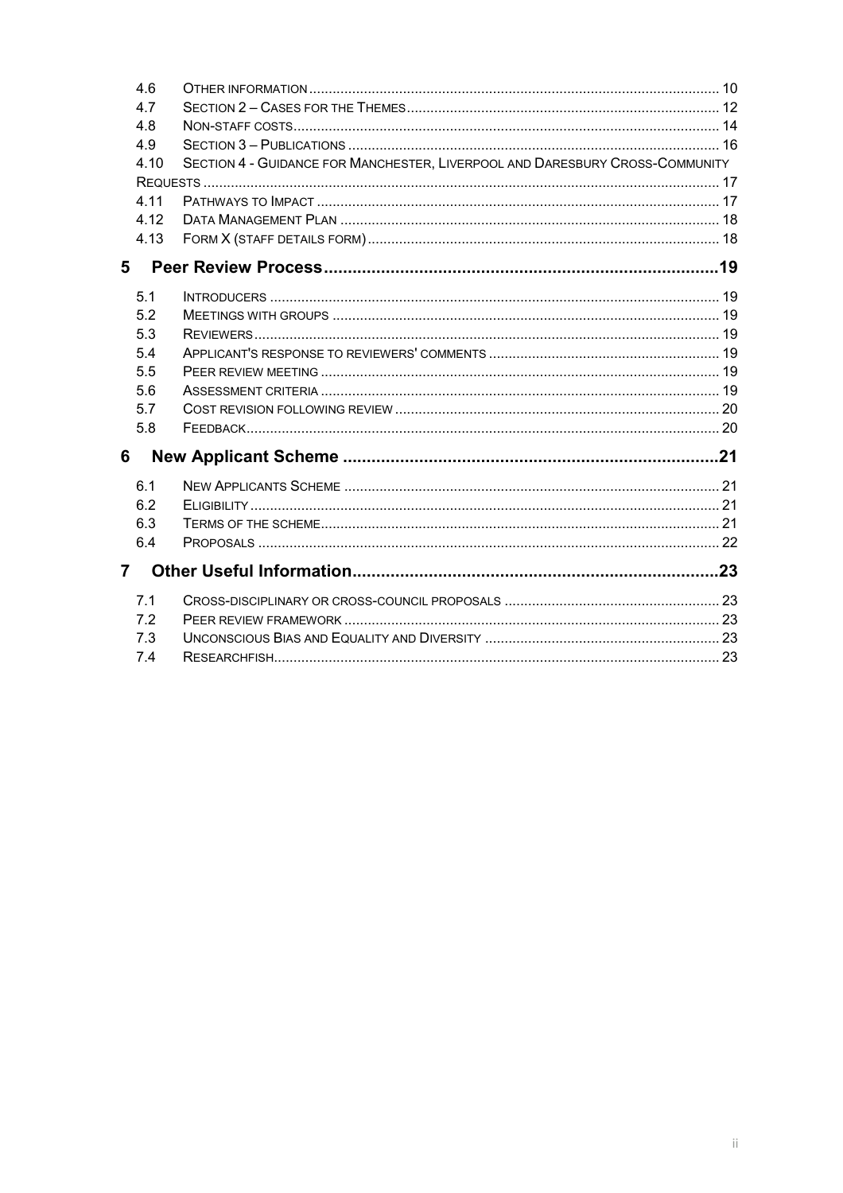| | | |
|---|---|---|
| 4.6 | Other information | 10 |
| 4.7 | Section 2 – Cases for the Themes | 12 |
| 4.8 | Non-staff costs | 14 |
| 4.9 | Section 3 – Publications | 16 |
| 4.10 | Section 4 - Guidance for Manchester, Liverpool and Daresbury Cross-Community Requests | 17 |
| 4.11 | Pathways to Impact | 17 |
| 4.12 | Data Management Plan | 18 |
| 4.13 | Form X (staff details form) | 18 |
| **5** | **Peer Review Process** | **19** |
| 5.1 | Introducers | 19 |
| 5.2 | Meetings with groups | 19 |
| 5.3 | Reviewers | 19 |
| 5.4 | Applicant's response to reviewers' comments | 19 |
| 5.5 | Peer review meeting | 19 |
| 5.6 | Assessment criteria | 19 |
| 5.7 | Cost revision following review | 20 |
| 5.8 | Feedback | 20 |
| **6** | **New Applicant Scheme** | **21** |
| 6.1 | New Applicants Scheme | 21 |
| 6.2 | Eligibility | 21 |
| 6.3 | Terms of the scheme | 21 |
| 6.4 | Proposals | 22 |
| **7** | **Other Useful Information** | **23** |
| 7.1 | Cross-disciplinary or cross-council proposals | 23 |
| 7.2 | Peer review framework | 23 |
| 7.3 | Unconscious Bias and Equality and Diversity | 23 |
| 7.4 | Researchfish | 23 |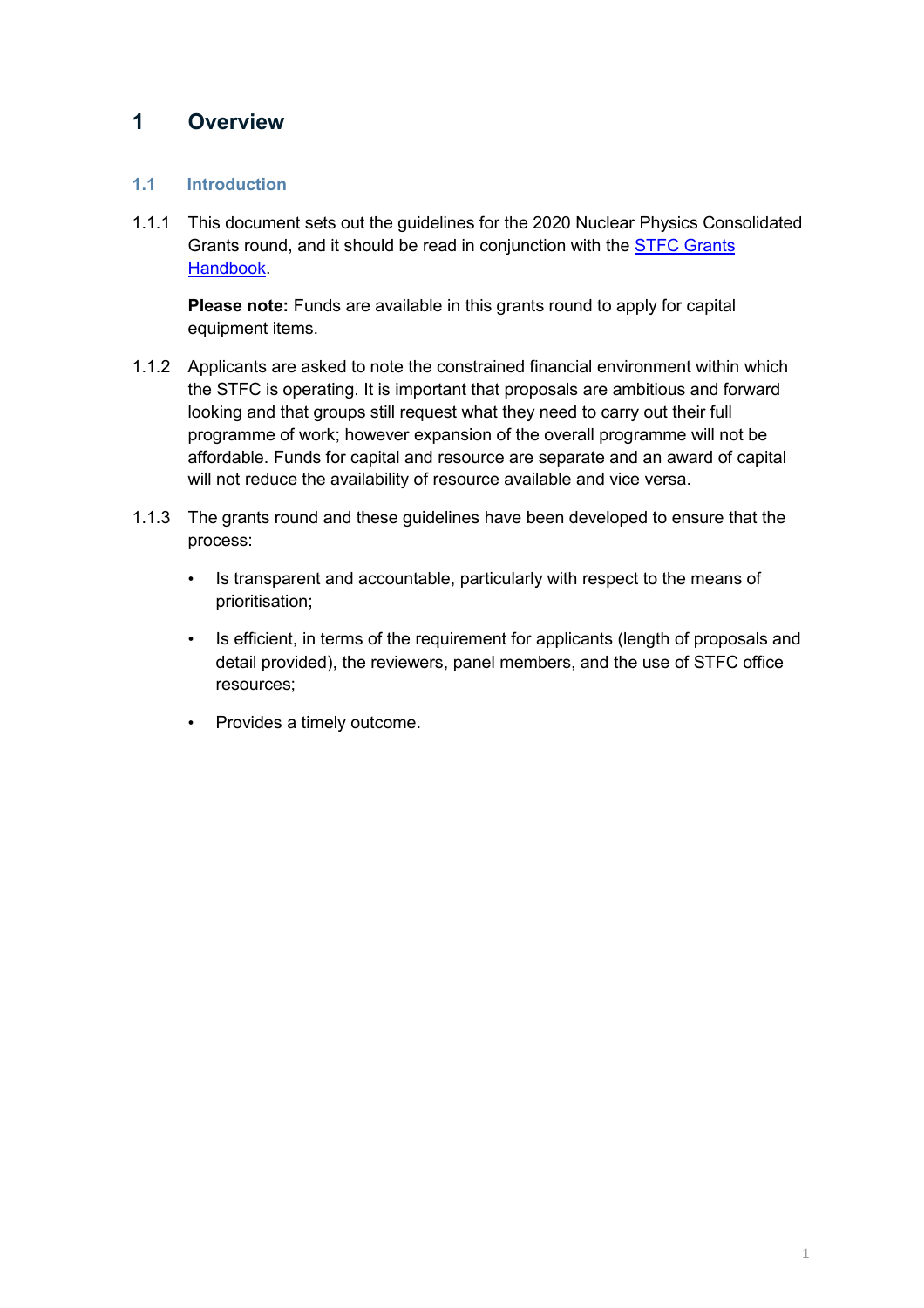# 1 Overview

## 1.1 Introduction

1.1.1 This document sets out the guidelines for the 2020 Nuclear Physics Consolidated Grants round, and it should be read in conjunction with the [STFC Grants Handbook](STFC Grants Handbook).

**Please note:** Funds are available in this grants round to apply for capital equipment items.

1.1.2 Applicants are asked to note the constrained financial environment within which the STFC is operating. It is important that proposals are ambitious and forward looking and that groups still request what they need to carry out their full programme of work; however expansion of the overall programme will not be affordable. Funds for capital and resource are separate and an award of capital will not reduce the availability of resource available and vice versa.

1.1.3 The grants round and these guidelines have been developed to ensure that the process:

- Is transparent and accountable, particularly with respect to the means of prioritisation;
- Is efficient, in terms of the requirement for applicants (length of proposals and detail provided), the reviewers, panel members, and the use of STFC office resources;
- Provides a timely outcome.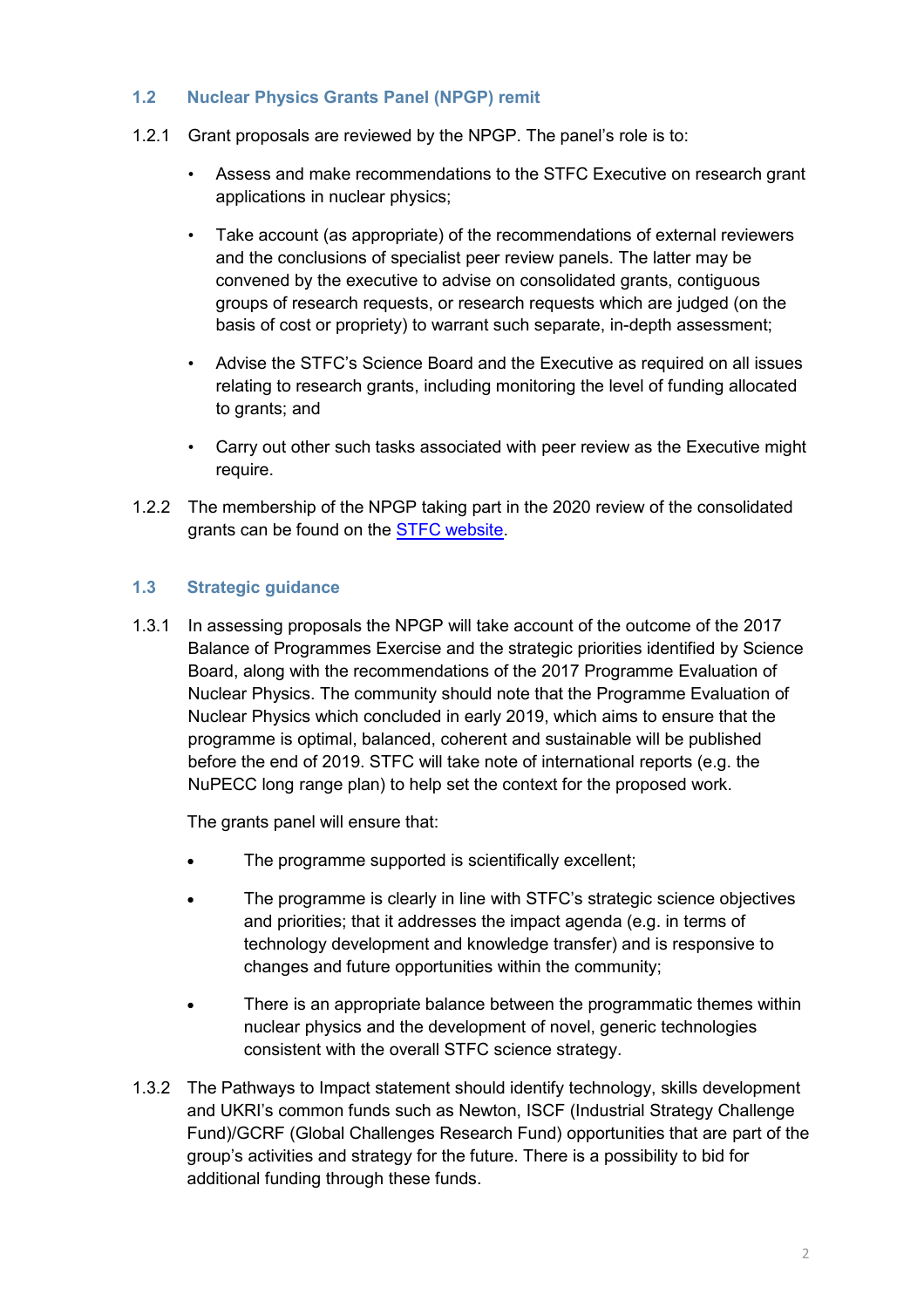### 1.2 Nuclear Physics Grants Panel (NPGP) remit

1.2.1 Grant proposals are reviewed by the NPGP. The panel's role is to:

- Assess and make recommendations to the STFC Executive on research grant applications in nuclear physics;
- Take account (as appropriate) of the recommendations of external reviewers and the conclusions of specialist peer review panels. The latter may be convened by the executive to advise on consolidated grants, contiguous groups of research requests, or research requests which are judged (on the basis of cost or propriety) to warrant such separate, in-depth assessment;
- Advise the STFC's Science Board and the Executive as required on all issues relating to research grants, including monitoring the level of funding allocated to grants; and
- Carry out other such tasks associated with peer review as the Executive might require.

1.2.2 The membership of the NPGP taking part in the 2020 review of the consolidated grants can be found on the [STFC website](STFC website).

### 1.3 Strategic guidance

1.3.1 In assessing proposals the NPGP will take account of the outcome of the 2017 Balance of Programmes Exercise and the strategic priorities identified by Science Board, along with the recommendations of the 2017 Programme Evaluation of Nuclear Physics. The community should note that the Programme Evaluation of Nuclear Physics which concluded in early 2019, which aims to ensure that the programme is optimal, balanced, coherent and sustainable will be published before the end of 2019. STFC will take note of international reports (e.g. the NuPECC long range plan) to help set the context for the proposed work.

The grants panel will ensure that:

- The programme supported is scientifically excellent;
- The programme is clearly in line with STFC's strategic science objectives and priorities; that it addresses the impact agenda (e.g. in terms of technology development and knowledge transfer) and is responsive to changes and future opportunities within the community;
- There is an appropriate balance between the programmatic themes within nuclear physics and the development of novel, generic technologies consistent with the overall STFC science strategy.

1.3.2 The Pathways to Impact statement should identify technology, skills development and UKRI's common funds such as Newton, ISCF (Industrial Strategy Challenge Fund)/GCRF (Global Challenges Research Fund) opportunities that are part of the group's activities and strategy for the future. There is a possibility to bid for additional funding through these funds.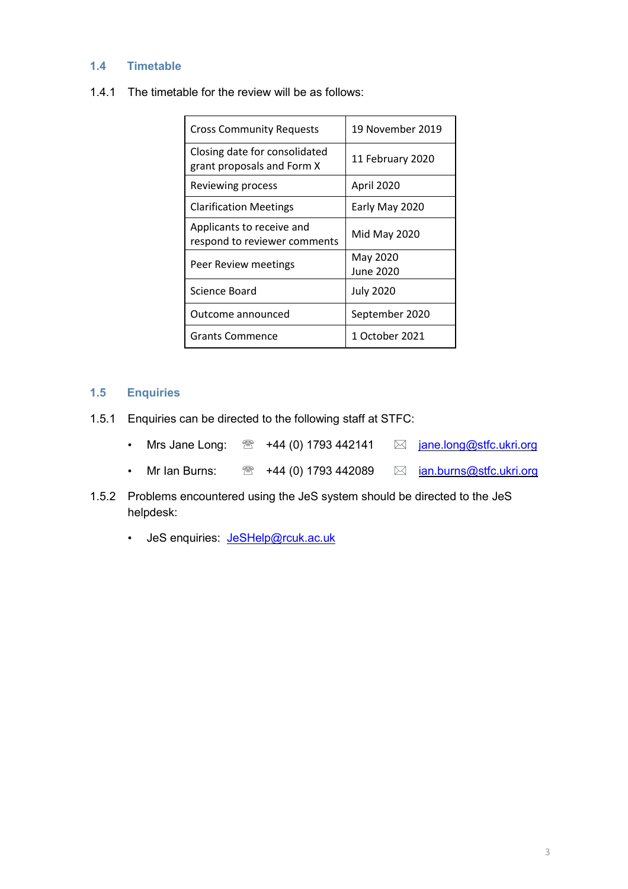## 1.4 Timetable

1.4.1 The timetable for the review will be as follows:

| | |
|---|---|
| Cross Community Requests | 19 November 2019 |
| Closing date for consolidated grant proposals and Form X | 11 February 2020 |
| Reviewing process | April 2020 |
| Clarification Meetings | Early May 2020 |
| Applicants to receive and respond to reviewer comments | Mid May 2020 |
| Peer Review meetings | May 2020<br>June 2020 |
| Science Board | July 2020 |
| Outcome announced | September 2020 |
| Grants Commence | 1 October 2021 |

## 1.5 Enquiries

1.5.1 Enquiries can be directed to the following staff at STFC:

- Mrs Jane Long: ☏ +44 (0) 1793 442141 ✉ jane.long@stfc.ukri.org
- Mr Ian Burns: ☏ +44 (0) 1793 442089 ✉ ian.burns@stfc.ukri.org

1.5.2 Problems encountered using the JeS system should be directed to the JeS helpdesk:

- JeS enquiries: JeSHelp@rcuk.ac.uk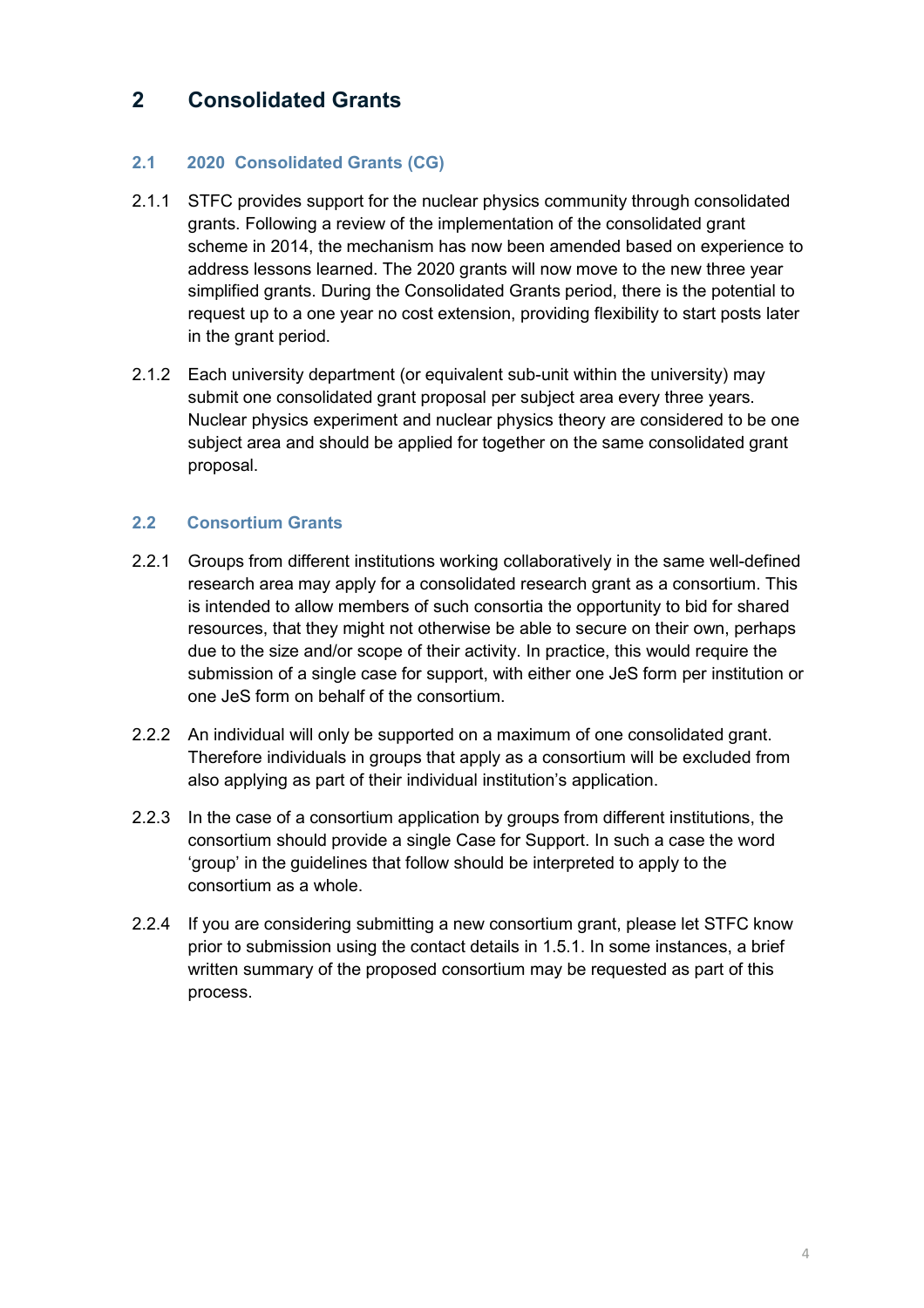# 2 Consolidated Grants

## 2.1 2020 Consolidated Grants (CG)

2.1.1 STFC provides support for the nuclear physics community through consolidated grants. Following a review of the implementation of the consolidated grant scheme in 2014, the mechanism has now been amended based on experience to address lessons learned. The 2020 grants will now move to the new three year simplified grants. During the Consolidated Grants period, there is the potential to request up to a one year no cost extension, providing flexibility to start posts later in the grant period.

2.1.2 Each university department (or equivalent sub-unit within the university) may submit one consolidated grant proposal per subject area every three years. Nuclear physics experiment and nuclear physics theory are considered to be one subject area and should be applied for together on the same consolidated grant proposal.

## 2.2 Consortium Grants

2.2.1 Groups from different institutions working collaboratively in the same well-defined research area may apply for a consolidated research grant as a consortium. This is intended to allow members of such consortia the opportunity to bid for shared resources, that they might not otherwise be able to secure on their own, perhaps due to the size and/or scope of their activity. In practice, this would require the submission of a single case for support, with either one JeS form per institution or one JeS form on behalf of the consortium.

2.2.2 An individual will only be supported on a maximum of one consolidated grant. Therefore individuals in groups that apply as a consortium will be excluded from also applying as part of their individual institution's application.

2.2.3 In the case of a consortium application by groups from different institutions, the consortium should provide a single Case for Support. In such a case the word 'group' in the guidelines that follow should be interpreted to apply to the consortium as a whole.

2.2.4 If you are considering submitting a new consortium grant, please let STFC know prior to submission using the contact details in 1.5.1. In some instances, a brief written summary of the proposed consortium may be requested as part of this process.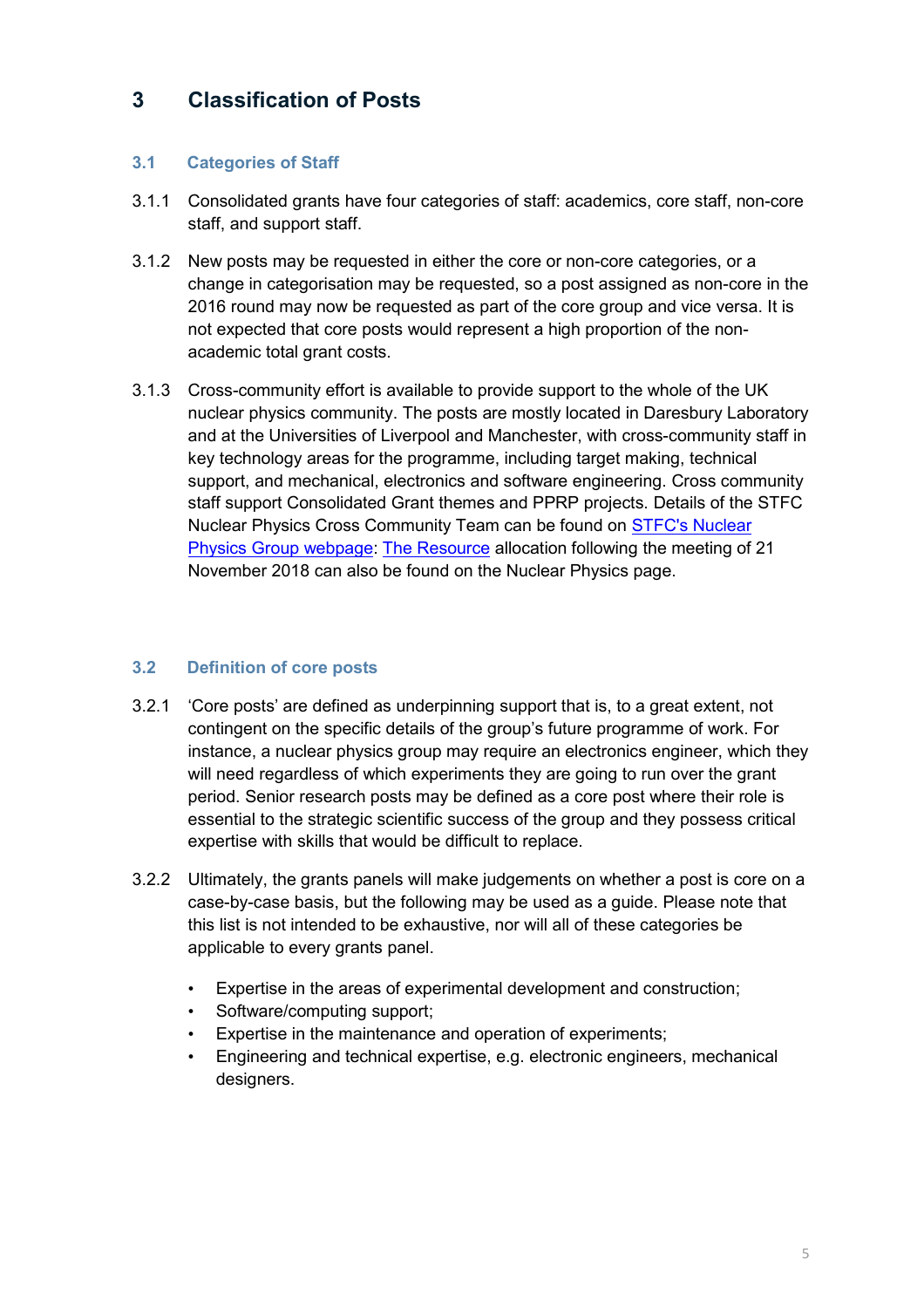# 3 Classification of Posts

## 3.1 Categories of Staff

3.1.1 Consolidated grants have four categories of staff: academics, core staff, non-core staff, and support staff.

3.1.2 New posts may be requested in either the core or non-core categories, or a change in categorisation may be requested, so a post assigned as non-core in the 2016 round may now be requested as part of the core group and vice versa. It is not expected that core posts would represent a high proportion of the non-academic total grant costs.

3.1.3 Cross-community effort is available to provide support to the whole of the UK nuclear physics community. The posts are mostly located in Daresbury Laboratory and at the Universities of Liverpool and Manchester, with cross-community staff in key technology areas for the programme, including target making, technical support, and mechanical, electronics and software engineering. Cross community staff support Consolidated Grant themes and PPRP projects. Details of the STFC Nuclear Physics Cross Community Team can be found on STFC's Nuclear Physics Group webpage: The Resource allocation following the meeting of 21 November 2018 can also be found on the Nuclear Physics page.

## 3.2 Definition of core posts

3.2.1 'Core posts' are defined as underpinning support that is, to a great extent, not contingent on the specific details of the group's future programme of work. For instance, a nuclear physics group may require an electronics engineer, which they will need regardless of which experiments they are going to run over the grant period. Senior research posts may be defined as a core post where their role is essential to the strategic scientific success of the group and they possess critical expertise with skills that would be difficult to replace.

3.2.2 Ultimately, the grants panels will make judgements on whether a post is core on a case-by-case basis, but the following may be used as a guide. Please note that this list is not intended to be exhaustive, nor will all of these categories be applicable to every grants panel.

- Expertise in the areas of experimental development and construction;
- Software/computing support;
- Expertise in the maintenance and operation of experiments;
- Engineering and technical expertise, e.g. electronic engineers, mechanical designers.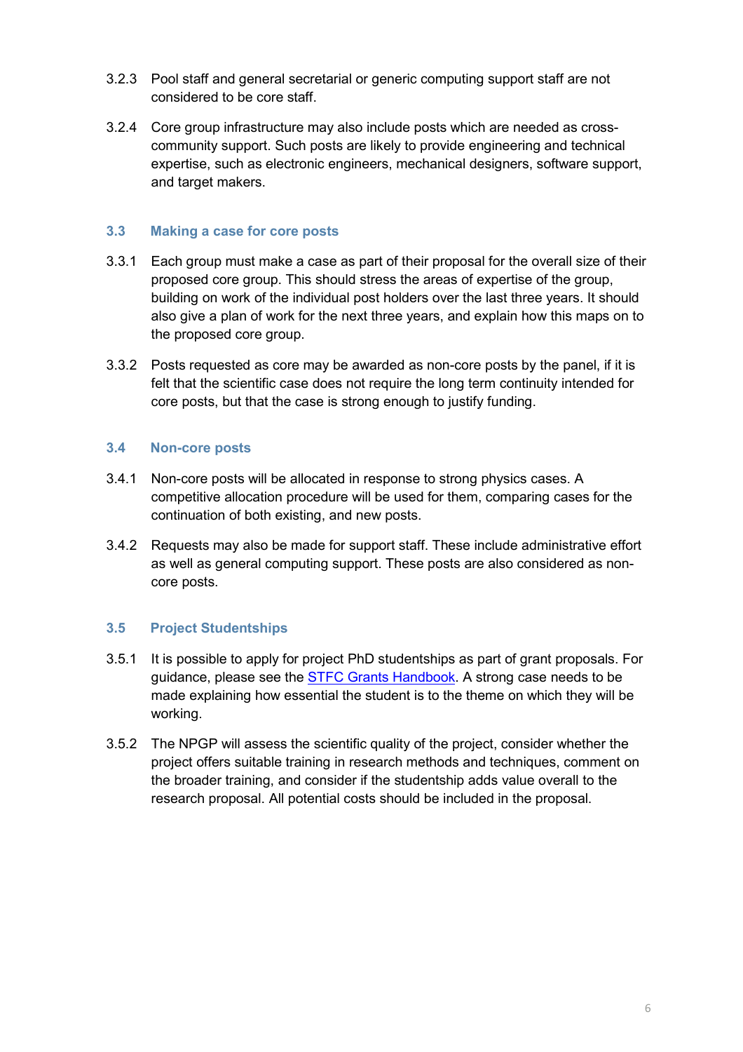3.2.3 Pool staff and general secretarial or generic computing support staff are not considered to be core staff.

3.2.4 Core group infrastructure may also include posts which are needed as cross-community support. Such posts are likely to provide engineering and technical expertise, such as electronic engineers, mechanical designers, software support, and target makers.

### 3.3 Making a case for core posts

3.3.1 Each group must make a case as part of their proposal for the overall size of their proposed core group. This should stress the areas of expertise of the group, building on work of the individual post holders over the last three years. It should also give a plan of work for the next three years, and explain how this maps on to the proposed core group.

3.3.2 Posts requested as core may be awarded as non-core posts by the panel, if it is felt that the scientific case does not require the long term continuity intended for core posts, but that the case is strong enough to justify funding.

### 3.4 Non-core posts

3.4.1 Non-core posts will be allocated in response to strong physics cases. A competitive allocation procedure will be used for them, comparing cases for the continuation of both existing, and new posts.

3.4.2 Requests may also be made for support staff. These include administrative effort as well as general computing support. These posts are also considered as non-core posts.

### 3.5 Project Studentships

3.5.1 It is possible to apply for project PhD studentships as part of grant proposals. For guidance, please see the [STFC Grants Handbook](). A strong case needs to be made explaining how essential the student is to the theme on which they will be working.

3.5.2 The NPGP will assess the scientific quality of the project, consider whether the project offers suitable training in research methods and techniques, comment on the broader training, and consider if the studentship adds value overall to the research proposal. All potential costs should be included in the proposal.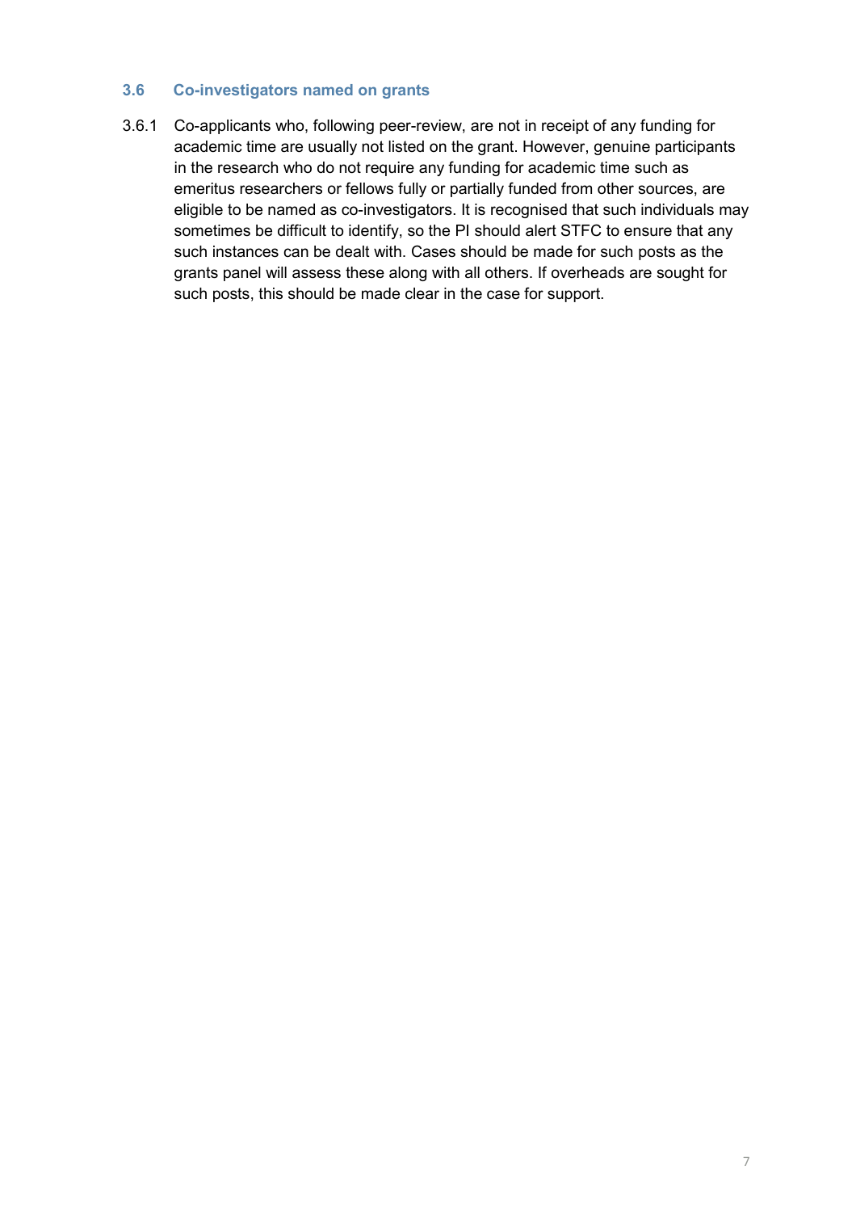### 3.6 Co-investigators named on grants

3.6.1 Co-applicants who, following peer-review, are not in receipt of any funding for academic time are usually not listed on the grant. However, genuine participants in the research who do not require any funding for academic time such as emeritus researchers or fellows fully or partially funded from other sources, are eligible to be named as co-investigators. It is recognised that such individuals may sometimes be difficult to identify, so the PI should alert STFC to ensure that any such instances can be dealt with. Cases should be made for such posts as the grants panel will assess these along with all others. If overheads are sought for such posts, this should be made clear in the case for support.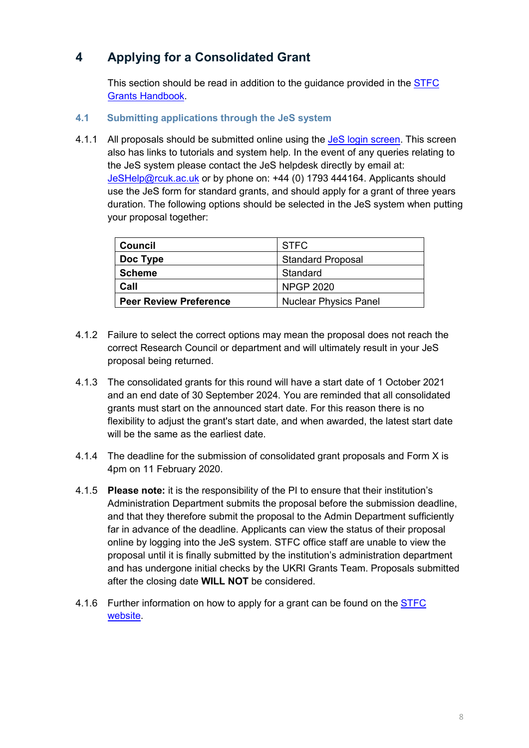# 4 Applying for a Consolidated Grant

This section should be read in addition to the guidance provided in the [STFC Grants Handbook](#).

## 4.1 Submitting applications through the JeS system

4.1.1 All proposals should be submitted online using the [JeS login screen](#). This screen also has links to tutorials and system help. In the event of any queries relating to the JeS system please contact the JeS helpdesk directly by email at: [JeSHelp@rcuk.ac.uk](mailto:JeSHelp@rcuk.ac.uk) or by phone on: +44 (0) 1793 444164. Applicants should use the JeS form for standard grants, and should apply for a grant of three years duration. The following options should be selected in the JeS system when putting your proposal together:

| | |
|---|---|
| **Council** | STFC |
| **Doc Type** | Standard Proposal |
| **Scheme** | Standard |
| **Call** | NPGP 2020 |
| **Peer Review Preference** | Nuclear Physics Panel |

4.1.2 Failure to select the correct options may mean the proposal does not reach the correct Research Council or department and will ultimately result in your JeS proposal being returned.

4.1.3 The consolidated grants for this round will have a start date of 1 October 2021 and an end date of 30 September 2024. You are reminded that all consolidated grants must start on the announced start date. For this reason there is no flexibility to adjust the grant's start date, and when awarded, the latest start date will be the same as the earliest date.

4.1.4 The deadline for the submission of consolidated grant proposals and Form X is 4pm on 11 February 2020.

4.1.5 **Please note:** it is the responsibility of the PI to ensure that their institution's Administration Department submits the proposal before the submission deadline, and that they therefore submit the proposal to the Admin Department sufficiently far in advance of the deadline. Applicants can view the status of their proposal online by logging into the JeS system. STFC office staff are unable to view the proposal until it is finally submitted by the institution's administration department and has undergone initial checks by the UKRI Grants Team. Proposals submitted after the closing date **WILL NOT** be considered.

4.1.6 Further information on how to apply for a grant can be found on the [STFC website](#).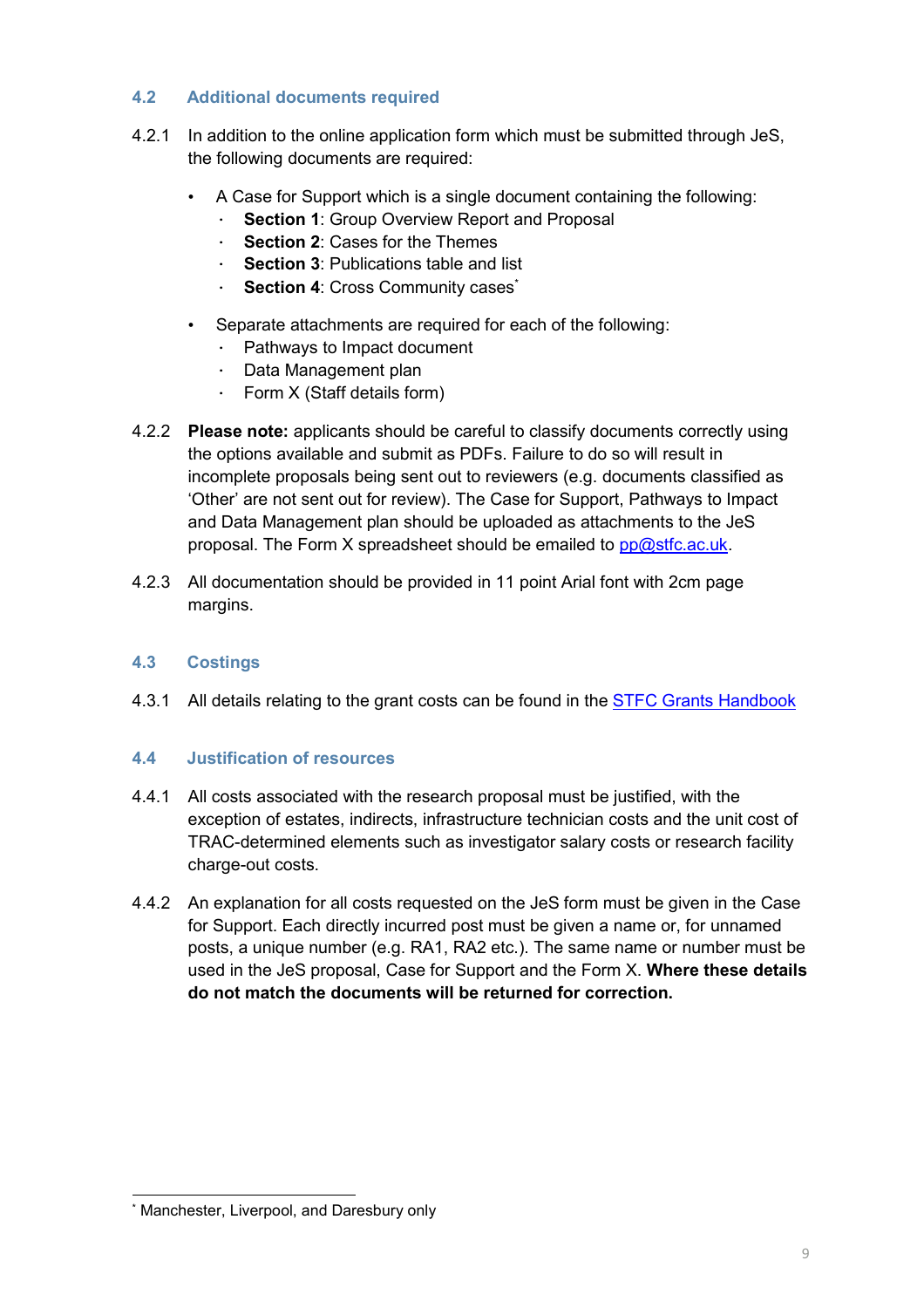### 4.2 Additional documents required

4.2.1 In addition to the online application form which must be submitted through JeS, the following documents are required:

- A Case for Support which is a single document containing the following:
  - **Section 1**: Group Overview Report and Proposal
  - **Section 2**: Cases for the Themes
  - **Section 3**: Publications table and list
  - **Section 4**: Cross Community cases[*]
- Separate attachments are required for each of the following:
  - Pathways to Impact document
  - Data Management plan
  - Form X (Staff details form)

4.2.2 **Please note:** applicants should be careful to classify documents correctly using the options available and submit as PDFs. Failure to do so will result in incomplete proposals being sent out to reviewers (e.g. documents classified as 'Other' are not sent out for review). The Case for Support, Pathways to Impact and Data Management plan should be uploaded as attachments to the JeS proposal. The Form X spreadsheet should be emailed to pp@stfc.ac.uk.

4.2.3 All documentation should be provided in 11 point Arial font with 2cm page margins.

### 4.3 Costings

4.3.1 All details relating to the grant costs can be found in the STFC Grants Handbook

### 4.4 Justification of resources

4.4.1 All costs associated with the research proposal must be justified, with the exception of estates, indirects, infrastructure technician costs and the unit cost of TRAC-determined elements such as investigator salary costs or research facility charge-out costs.

4.4.2 An explanation for all costs requested on the JeS form must be given in the Case for Support. Each directly incurred post must be given a name or, for unnamed posts, a unique number (e.g. RA1, RA2 etc.). The same name or number must be used in the JeS proposal, Case for Support and the Form X. **Where these details do not match the documents will be returned for correction.**

[*] Manchester, Liverpool, and Daresbury only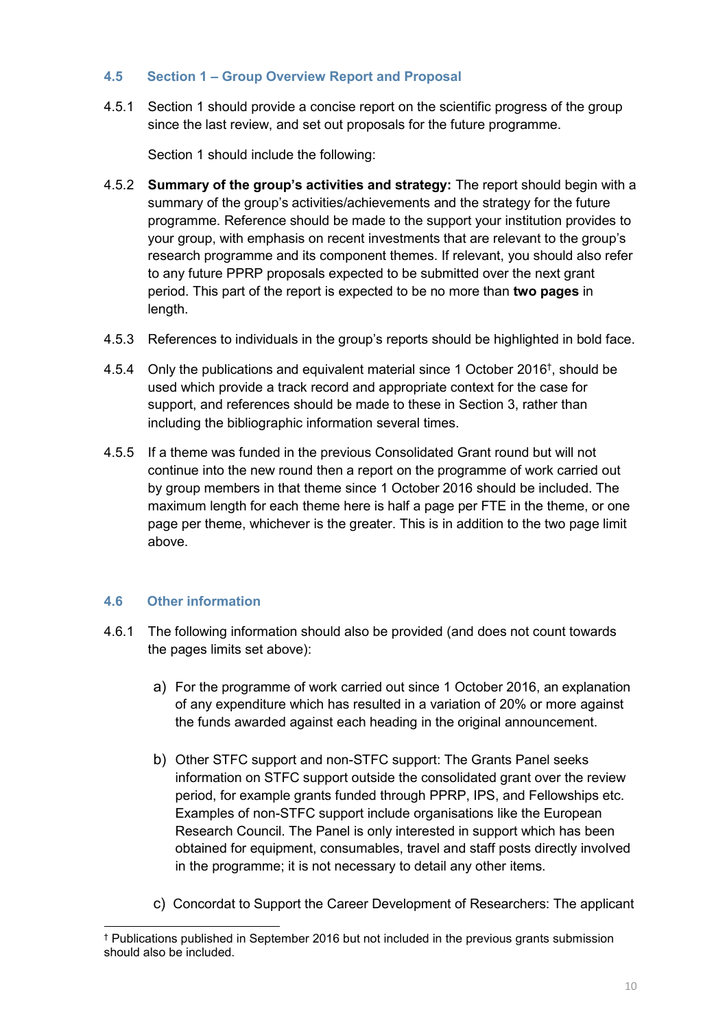## 4.5 Section 1 – Group Overview Report and Proposal

4.5.1 Section 1 should provide a concise report on the scientific progress of the group since the last review, and set out proposals for the future programme.

Section 1 should include the following:

4.5.2 **Summary of the group's activities and strategy:** The report should begin with a summary of the group's activities/achievements and the strategy for the future programme. Reference should be made to the support your institution provides to your group, with emphasis on recent investments that are relevant to the group's research programme and its component themes. If relevant, you should also refer to any future PPRP proposals expected to be submitted over the next grant period. This part of the report is expected to be no more than **two pages** in length.

4.5.3 References to individuals in the group's reports should be highlighted in bold face.

4.5.4 Only the publications and equivalent material since 1 October 2016†, should be used which provide a track record and appropriate context for the case for support, and references should be made to these in Section 3, rather than including the bibliographic information several times.

4.5.5 If a theme was funded in the previous Consolidated Grant round but will not continue into the new round then a report on the programme of work carried out by group members in that theme since 1 October 2016 should be included. The maximum length for each theme here is half a page per FTE in the theme, or one page per theme, whichever is the greater. This is in addition to the two page limit above.

## 4.6 Other information

4.6.1 The following information should also be provided (and does not count towards the pages limits set above):

a) For the programme of work carried out since 1 October 2016, an explanation of any expenditure which has resulted in a variation of 20% or more against the funds awarded against each heading in the original announcement.

b) Other STFC support and non-STFC support: The Grants Panel seeks information on STFC support outside the consolidated grant over the review period, for example grants funded through PPRP, IPS, and Fellowships etc. Examples of non-STFC support include organisations like the European Research Council. The Panel is only interested in support which has been obtained for equipment, consumables, travel and staff posts directly involved in the programme; it is not necessary to detail any other items.

c) Concordat to Support the Career Development of Researchers: The applicant

† Publications published in September 2016 but not included in the previous grants submission should also be included.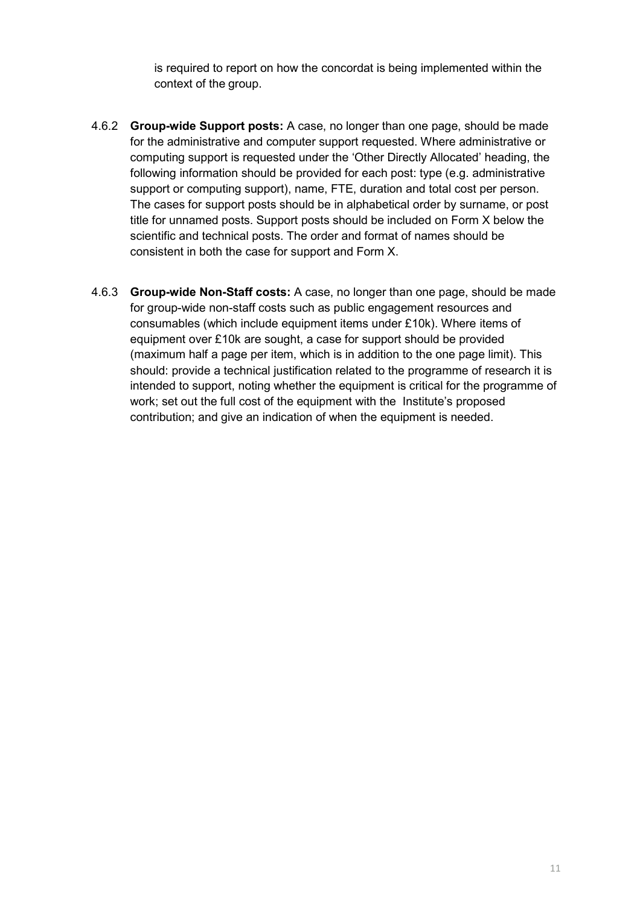is required to report on how the concordat is being implemented within the context of the group.

4.6.2 **Group-wide Support posts:** A case, no longer than one page, should be made for the administrative and computer support requested. Where administrative or computing support is requested under the 'Other Directly Allocated' heading, the following information should be provided for each post: type (e.g. administrative support or computing support), name, FTE, duration and total cost per person. The cases for support posts should be in alphabetical order by surname, or post title for unnamed posts. Support posts should be included on Form X below the scientific and technical posts. The order and format of names should be consistent in both the case for support and Form X.

4.6.3 **Group-wide Non-Staff costs:** A case, no longer than one page, should be made for group-wide non-staff costs such as public engagement resources and consumables (which include equipment items under £10k). Where items of equipment over £10k are sought, a case for support should be provided (maximum half a page per item, which is in addition to the one page limit). This should: provide a technical justification related to the programme of research it is intended to support, noting whether the equipment is critical for the programme of work; set out the full cost of the equipment with the Institute's proposed contribution; and give an indication of when the equipment is needed.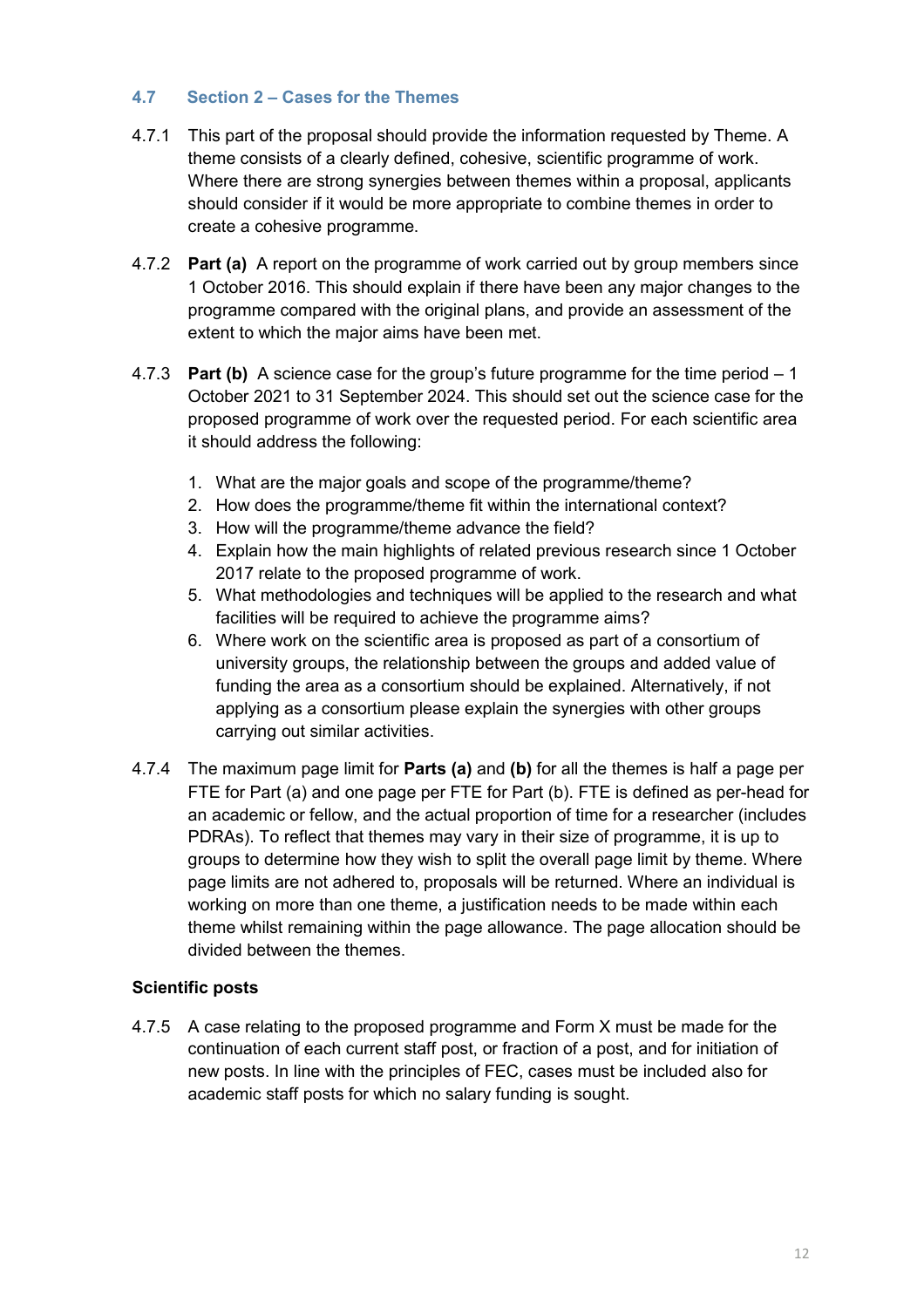### 4.7 Section 2 – Cases for the Themes

4.7.1 This part of the proposal should provide the information requested by Theme. A theme consists of a clearly defined, cohesive, scientific programme of work. Where there are strong synergies between themes within a proposal, applicants should consider if it would be more appropriate to combine themes in order to create a cohesive programme.

4.7.2 **Part (a)** A report on the programme of work carried out by group members since 1 October 2016. This should explain if there have been any major changes to the programme compared with the original plans, and provide an assessment of the extent to which the major aims have been met.

4.7.3 **Part (b)** A science case for the group's future programme for the time period – 1 October 2021 to 31 September 2024. This should set out the science case for the proposed programme of work over the requested period. For each scientific area it should address the following:

1. What are the major goals and scope of the programme/theme?
2. How does the programme/theme fit within the international context?
3. How will the programme/theme advance the field?
4. Explain how the main highlights of related previous research since 1 October 2017 relate to the proposed programme of work.
5. What methodologies and techniques will be applied to the research and what facilities will be required to achieve the programme aims?
6. Where work on the scientific area is proposed as part of a consortium of university groups, the relationship between the groups and added value of funding the area as a consortium should be explained. Alternatively, if not applying as a consortium please explain the synergies with other groups carrying out similar activities.

4.7.4 The maximum page limit for **Parts (a)** and **(b)** for all the themes is half a page per FTE for Part (a) and one page per FTE for Part (b). FTE is defined as per-head for an academic or fellow, and the actual proportion of time for a researcher (includes PDRAs). To reflect that themes may vary in their size of programme, it is up to groups to determine how they wish to split the overall page limit by theme. Where page limits are not adhered to, proposals will be returned. Where an individual is working on more than one theme, a justification needs to be made within each theme whilst remaining within the page allowance. The page allocation should be divided between the themes.

**Scientific posts**

4.7.5 A case relating to the proposed programme and Form X must be made for the continuation of each current staff post, or fraction of a post, and for initiation of new posts. In line with the principles of FEC, cases must be included also for academic staff posts for which no salary funding is sought.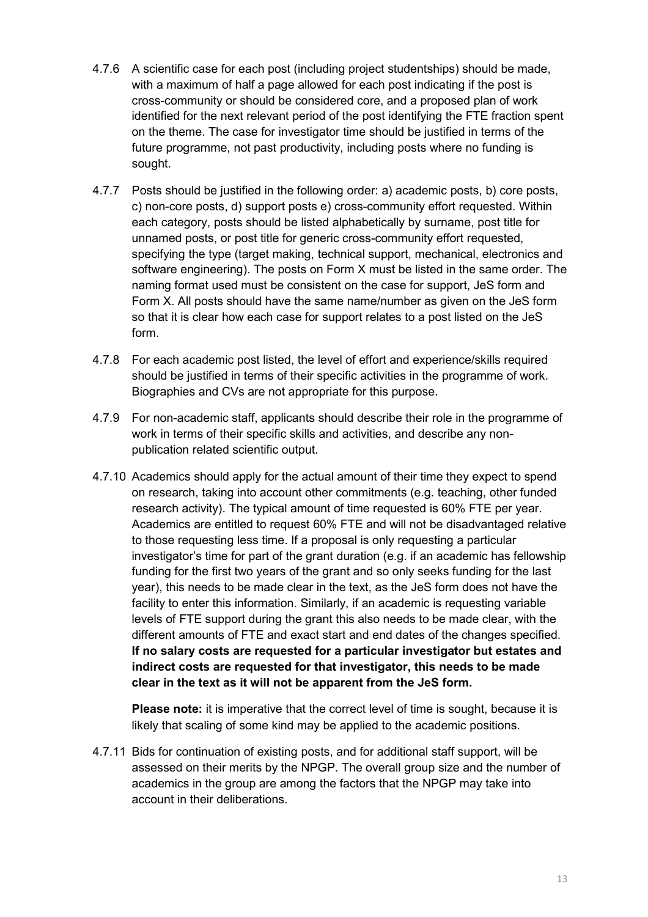4.7.6 A scientific case for each post (including project studentships) should be made, with a maximum of half a page allowed for each post indicating if the post is cross-community or should be considered core, and a proposed plan of work identified for the next relevant period of the post identifying the FTE fraction spent on the theme. The case for investigator time should be justified in terms of the future programme, not past productivity, including posts where no funding is sought.

4.7.7 Posts should be justified in the following order: a) academic posts, b) core posts, c) non-core posts, d) support posts e) cross-community effort requested. Within each category, posts should be listed alphabetically by surname, post title for unnamed posts, or post title for generic cross-community effort requested, specifying the type (target making, technical support, mechanical, electronics and software engineering). The posts on Form X must be listed in the same order. The naming format used must be consistent on the case for support, JeS form and Form X. All posts should have the same name/number as given on the JeS form so that it is clear how each case for support relates to a post listed on the JeS form.

4.7.8 For each academic post listed, the level of effort and experience/skills required should be justified in terms of their specific activities in the programme of work. Biographies and CVs are not appropriate for this purpose.

4.7.9 For non-academic staff, applicants should describe their role in the programme of work in terms of their specific skills and activities, and describe any non-publication related scientific output.

4.7.10 Academics should apply for the actual amount of their time they expect to spend on research, taking into account other commitments (e.g. teaching, other funded research activity). The typical amount of time requested is 60% FTE per year. Academics are entitled to request 60% FTE and will not be disadvantaged relative to those requesting less time. If a proposal is only requesting a particular investigator's time for part of the grant duration (e.g. if an academic has fellowship funding for the first two years of the grant and so only seeks funding for the last year), this needs to be made clear in the text, as the JeS form does not have the facility to enter this information. Similarly, if an academic is requesting variable levels of FTE support during the grant this also needs to be made clear, with the different amounts of FTE and exact start and end dates of the changes specified. **If no salary costs are requested for a particular investigator but estates and indirect costs are requested for that investigator, this needs to be made clear in the text as it will not be apparent from the JeS form.**

**Please note:** it is imperative that the correct level of time is sought, because it is likely that scaling of some kind may be applied to the academic positions.

4.7.11 Bids for continuation of existing posts, and for additional staff support, will be assessed on their merits by the NPGP. The overall group size and the number of academics in the group are among the factors that the NPGP may take into account in their deliberations.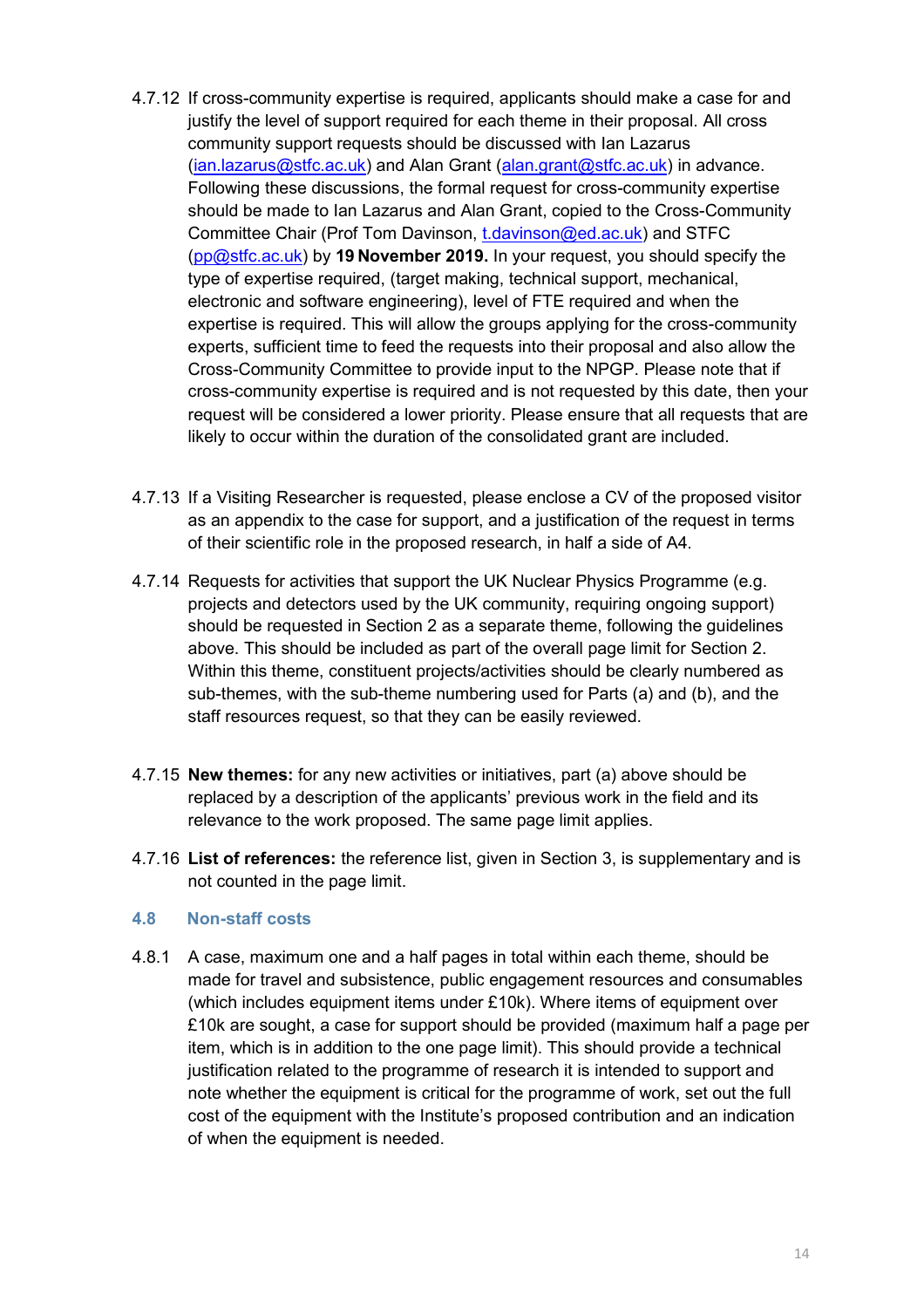4.7.12 If cross-community expertise is required, applicants should make a case for and justify the level of support required for each theme in their proposal. All cross community support requests should be discussed with Ian Lazarus (ian.lazarus@stfc.ac.uk) and Alan Grant (alan.grant@stfc.ac.uk) in advance. Following these discussions, the formal request for cross-community expertise should be made to Ian Lazarus and Alan Grant, copied to the Cross-Community Committee Chair (Prof Tom Davinson, t.davinson@ed.ac.uk) and STFC (pp@stfc.ac.uk) by **19 November 2019.** In your request, you should specify the type of expertise required, (target making, technical support, mechanical, electronic and software engineering), level of FTE required and when the expertise is required. This will allow the groups applying for the cross-community experts, sufficient time to feed the requests into their proposal and also allow the Cross-Community Committee to provide input to the NPGP. Please note that if cross-community expertise is required and is not requested by this date, then your request will be considered a lower priority. Please ensure that all requests that are likely to occur within the duration of the consolidated grant are included.

4.7.13 If a Visiting Researcher is requested, please enclose a CV of the proposed visitor as an appendix to the case for support, and a justification of the request in terms of their scientific role in the proposed research, in half a side of A4.

4.7.14 Requests for activities that support the UK Nuclear Physics Programme (e.g. projects and detectors used by the UK community, requiring ongoing support) should be requested in Section 2 as a separate theme, following the guidelines above. This should be included as part of the overall page limit for Section 2. Within this theme, constituent projects/activities should be clearly numbered as sub-themes, with the sub-theme numbering used for Parts (a) and (b), and the staff resources request, so that they can be easily reviewed.

4.7.15 **New themes:** for any new activities or initiatives, part (a) above should be replaced by a description of the applicants' previous work in the field and its relevance to the work proposed. The same page limit applies.

4.7.16 **List of references:** the reference list, given in Section 3, is supplementary and is not counted in the page limit.

### 4.8 Non-staff costs

4.8.1 A case, maximum one and a half pages in total within each theme, should be made for travel and subsistence, public engagement resources and consumables (which includes equipment items under £10k). Where items of equipment over £10k are sought, a case for support should be provided (maximum half a page per item, which is in addition to the one page limit). This should provide a technical justification related to the programme of research it is intended to support and note whether the equipment is critical for the programme of work, set out the full cost of the equipment with the Institute's proposed contribution and an indication of when the equipment is needed.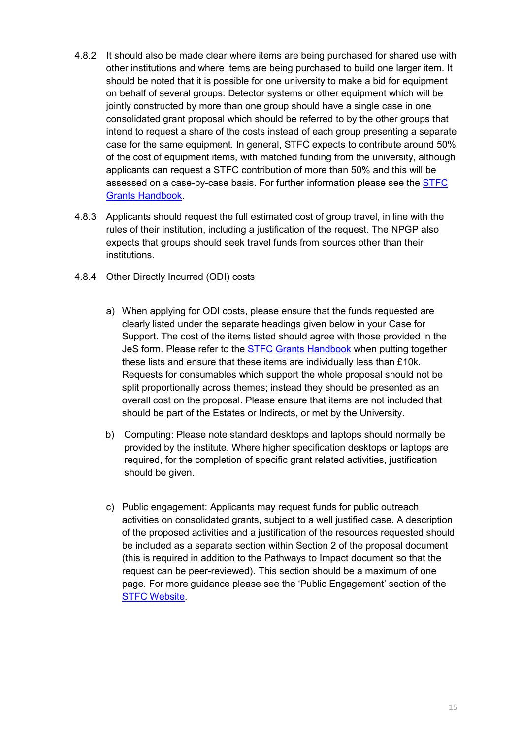4.8.2 It should also be made clear where items are being purchased for shared use with other institutions and where items are being purchased to build one larger item. It should be noted that it is possible for one university to make a bid for equipment on behalf of several groups. Detector systems or other equipment which will be jointly constructed by more than one group should have a single case in one consolidated grant proposal which should be referred to by the other groups that intend to request a share of the costs instead of each group presenting a separate case for the same equipment. In general, STFC expects to contribute around 50% of the cost of equipment items, with matched funding from the university, although applicants can request a STFC contribution of more than 50% and this will be assessed on a case-by-case basis. For further information please see the STFC Grants Handbook.

4.8.3 Applicants should request the full estimated cost of group travel, in line with the rules of their institution, including a justification of the request. The NPGP also expects that groups should seek travel funds from sources other than their institutions.

4.8.4 Other Directly Incurred (ODI) costs

a) When applying for ODI costs, please ensure that the funds requested are clearly listed under the separate headings given below in your Case for Support. The cost of the items listed should agree with those provided in the JeS form. Please refer to the STFC Grants Handbook when putting together these lists and ensure that these items are individually less than £10k. Requests for consumables which support the whole proposal should not be split proportionally across themes; instead they should be presented as an overall cost on the proposal. Please ensure that items are not included that should be part of the Estates or Indirects, or met by the University.

b) Computing: Please note standard desktops and laptops should normally be provided by the institute. Where higher specification desktops or laptops are required, for the completion of specific grant related activities, justification should be given.

c) Public engagement: Applicants may request funds for public outreach activities on consolidated grants, subject to a well justified case. A description of the proposed activities and a justification of the resources requested should be included as a separate section within Section 2 of the proposal document (this is required in addition to the Pathways to Impact document so that the request can be peer-reviewed). This section should be a maximum of one page. For more guidance please see the 'Public Engagement' section of the STFC Website.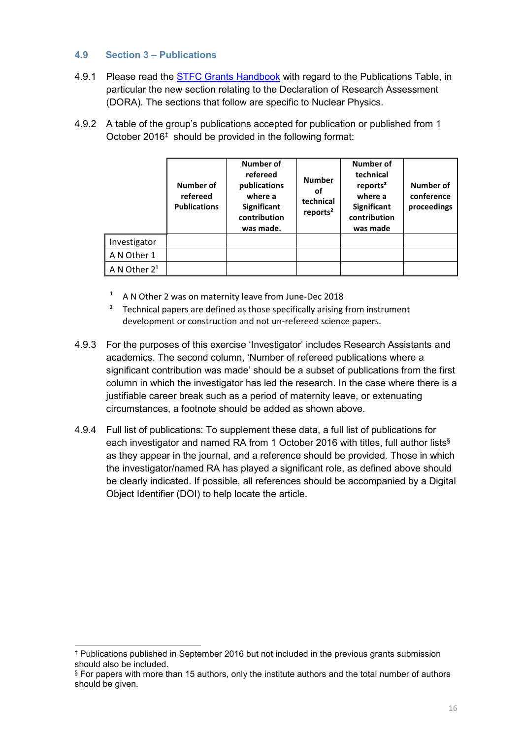### 4.9 Section 3 – Publications

4.9.1 Please read the STFC Grants Handbook with regard to the Publications Table, in particular the new section relating to the Declaration of Research Assessment (DORA). The sections that follow are specific to Nuclear Physics.

4.9.2 A table of the group's publications accepted for publication or published from 1 October 2016‡ should be provided in the following format:

| | **Number of refereed Publications** | **Number of refereed publications where a Significant contribution was made.** | **Number of technical reports[2]** | **Number of technical reports[2] where a Significant contribution was made** | **Number of conference proceedings** |
|---|---|---|---|---|---|
| Investigator | | | | | |
| A N Other 1 | | | | | |
| A N Other 2[1] | | | | | |

[1] A N Other 2 was on maternity leave from June-Dec 2018

[2] Technical papers are defined as those specifically arising from instrument development or construction and not un-refereed science papers.

4.9.3 For the purposes of this exercise 'Investigator' includes Research Assistants and academics. The second column, 'Number of refereed publications where a significant contribution was made' should be a subset of publications from the first column in which the investigator has led the research. In the case where there is a justifiable career break such as a period of maternity leave, or extenuating circumstances, a footnote should be added as shown above.

4.9.4 Full list of publications: To supplement these data, a full list of publications for each investigator and named RA from 1 October 2016 with titles, full author lists§ as they appear in the journal, and a reference should be provided. Those in which the investigator/named RA has played a significant role, as defined above should be clearly indicated. If possible, all references should be accompanied by a Digital Object Identifier (DOI) to help locate the article.

‡ Publications published in September 2016 but not included in the previous grants submission should also be included.

§ For papers with more than 15 authors, only the institute authors and the total number of authors should be given.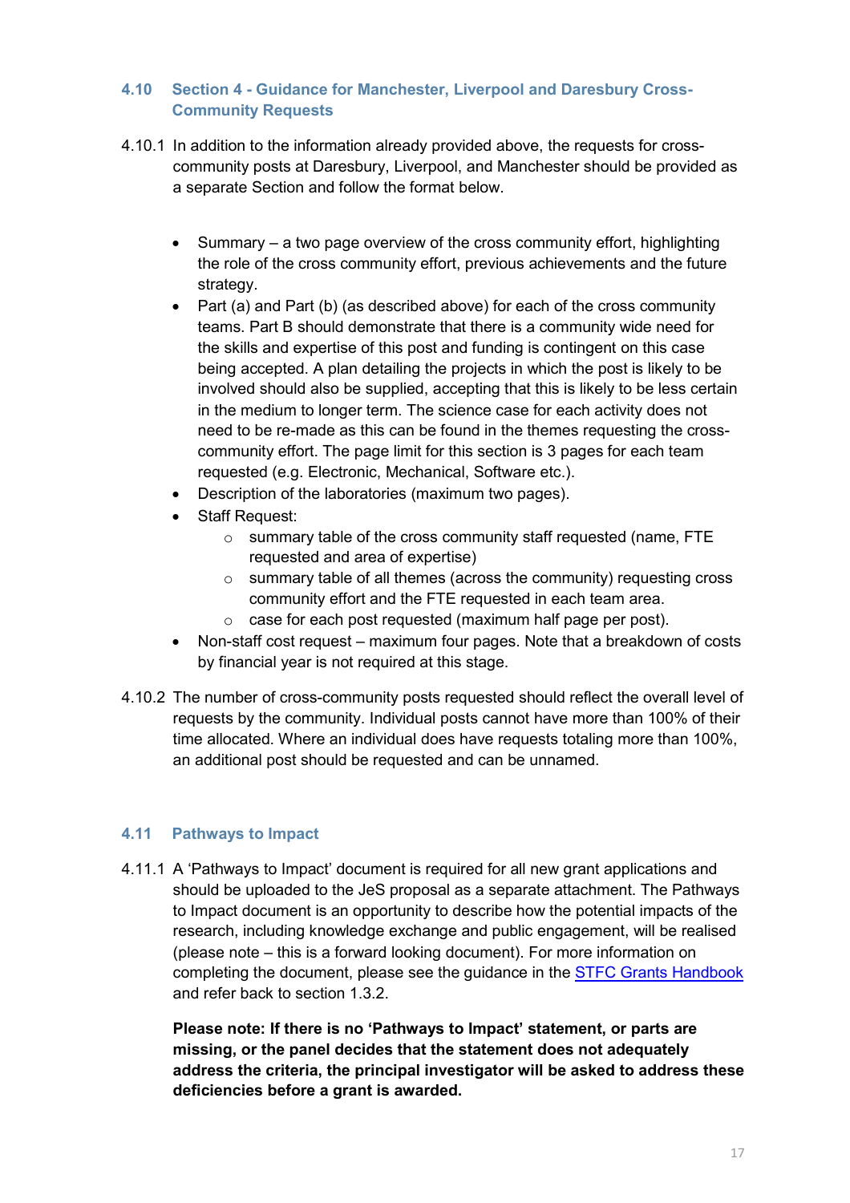### 4.10 Section 4 - Guidance for Manchester, Liverpool and Daresbury Cross-Community Requests

4.10.1 In addition to the information already provided above, the requests for cross-community posts at Daresbury, Liverpool, and Manchester should be provided as a separate Section and follow the format below.

- Summary – a two page overview of the cross community effort, highlighting the role of the cross community effort, previous achievements and the future strategy.
- Part (a) and Part (b) (as described above) for each of the cross community teams. Part B should demonstrate that there is a community wide need for the skills and expertise of this post and funding is contingent on this case being accepted. A plan detailing the projects in which the post is likely to be involved should also be supplied, accepting that this is likely to be less certain in the medium to longer term. The science case for each activity does not need to be re-made as this can be found in the themes requesting the cross-community effort. The page limit for this section is 3 pages for each team requested (e.g. Electronic, Mechanical, Software etc.).
- Description of the laboratories (maximum two pages).
- Staff Request:
    - summary table of the cross community staff requested (name, FTE requested and area of expertise)
    - summary table of all themes (across the community) requesting cross community effort and the FTE requested in each team area.
    - case for each post requested (maximum half page per post).
- Non-staff cost request – maximum four pages. Note that a breakdown of costs by financial year is not required at this stage.

4.10.2 The number of cross-community posts requested should reflect the overall level of requests by the community. Individual posts cannot have more than 100% of their time allocated. Where an individual does have requests totaling more than 100%, an additional post should be requested and can be unnamed.

### 4.11 Pathways to Impact

4.11.1 A 'Pathways to Impact' document is required for all new grant applications and should be uploaded to the JeS proposal as a separate attachment. The Pathways to Impact document is an opportunity to describe how the potential impacts of the research, including knowledge exchange and public engagement, will be realised (please note – this is a forward looking document). For more information on completing the document, please see the guidance in the STFC Grants Handbook and refer back to section 1.3.2.

**Please note: If there is no 'Pathways to Impact' statement, or parts are missing, or the panel decides that the statement does not adequately address the criteria, the principal investigator will be asked to address these deficiencies before a grant is awarded.**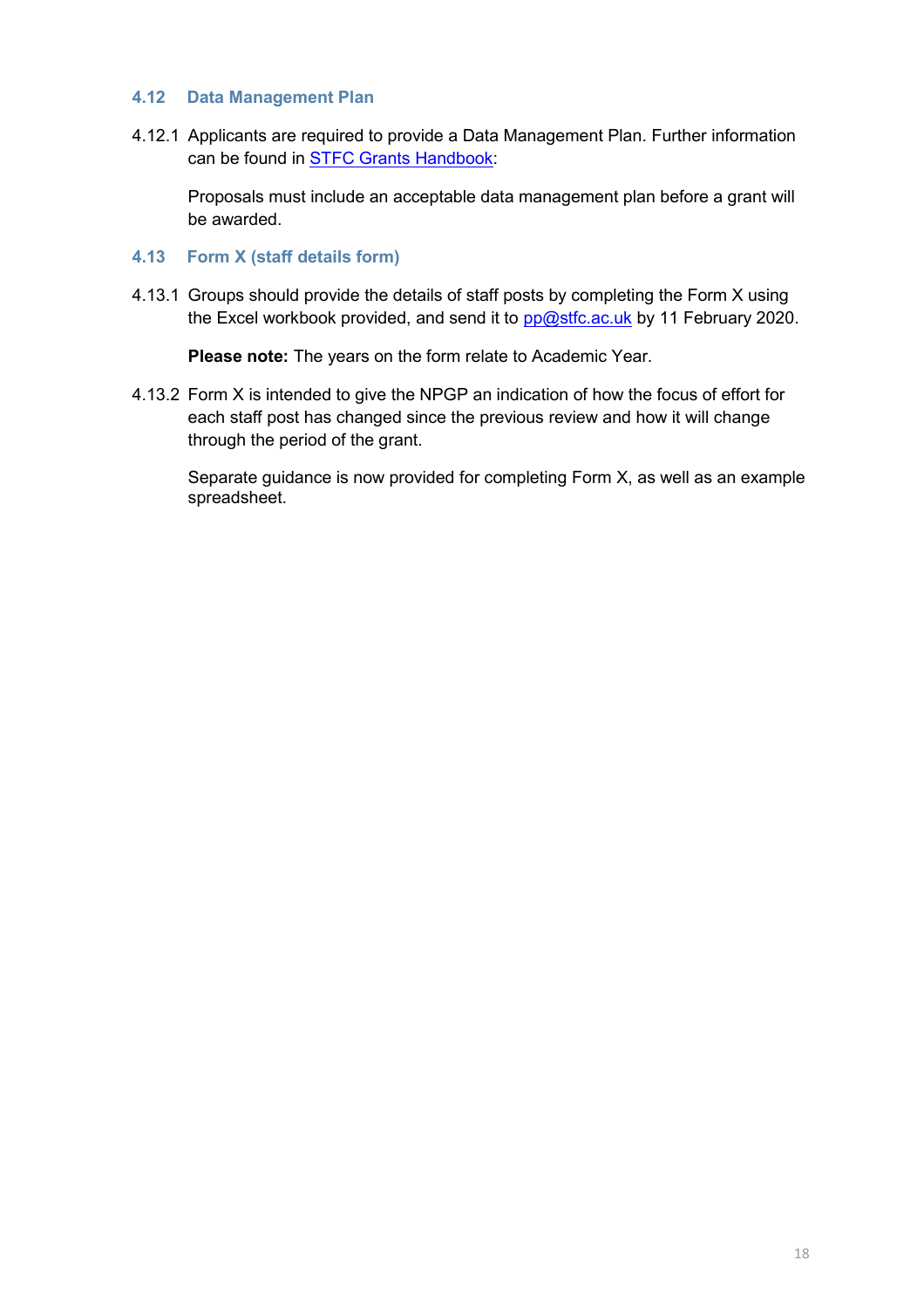### 4.12 Data Management Plan

4.12.1 Applicants are required to provide a Data Management Plan. Further information can be found in [STFC Grants Handbook](#):

Proposals must include an acceptable data management plan before a grant will be awarded.

### 4.13 Form X (staff details form)

4.13.1 Groups should provide the details of staff posts by completing the Form X using the Excel workbook provided, and send it to [pp@stfc.ac.uk](mailto:pp@stfc.ac.uk) by 11 February 2020.

**Please note:** The years on the form relate to Academic Year.

4.13.2 Form X is intended to give the NPGP an indication of how the focus of effort for each staff post has changed since the previous review and how it will change through the period of the grant.

Separate guidance is now provided for completing Form X, as well as an example spreadsheet.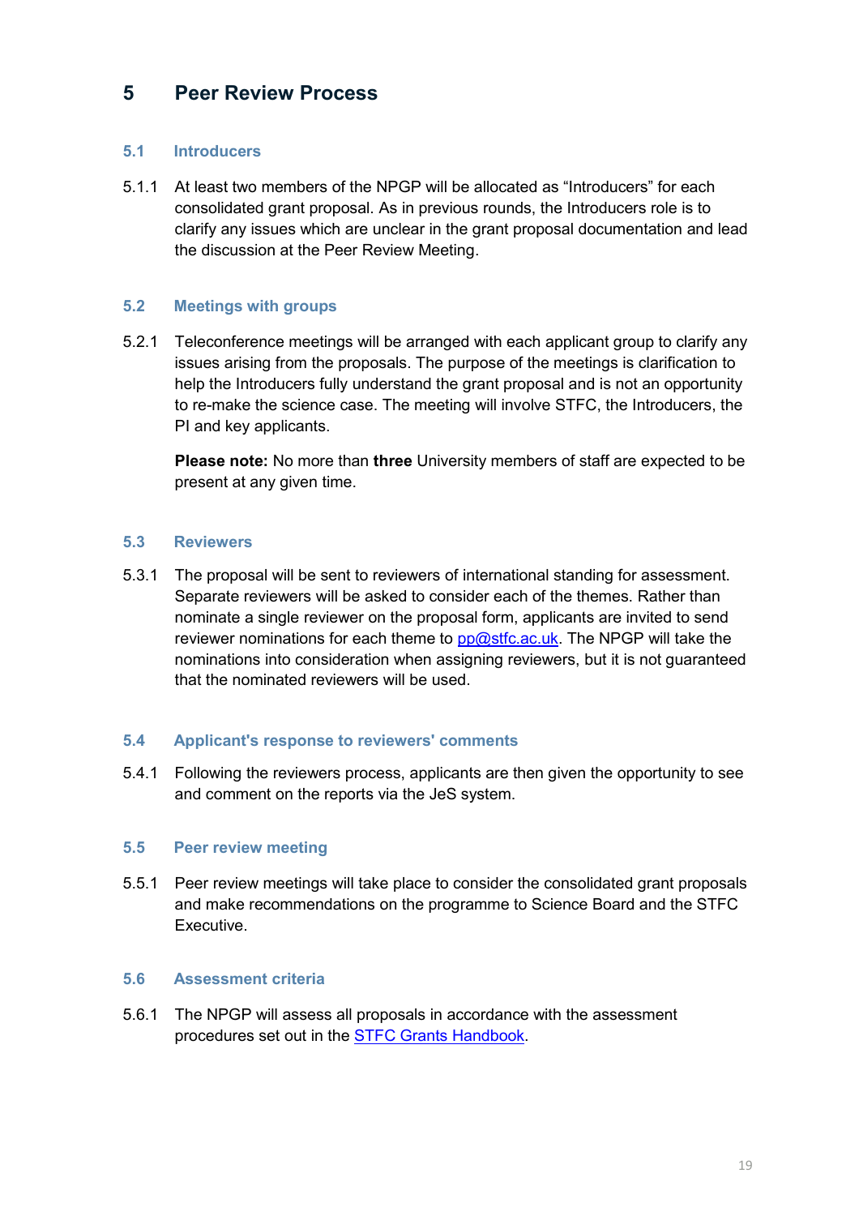# 5 Peer Review Process

## 5.1 Introducers

5.1.1 At least two members of the NPGP will be allocated as "Introducers" for each consolidated grant proposal. As in previous rounds, the Introducers role is to clarify any issues which are unclear in the grant proposal documentation and lead the discussion at the Peer Review Meeting.

## 5.2 Meetings with groups

5.2.1 Teleconference meetings will be arranged with each applicant group to clarify any issues arising from the proposals. The purpose of the meetings is clarification to help the Introducers fully understand the grant proposal and is not an opportunity to re-make the science case. The meeting will involve STFC, the Introducers, the PI and key applicants.

**Please note:** No more than **three** University members of staff are expected to be present at any given time.

## 5.3 Reviewers

5.3.1 The proposal will be sent to reviewers of international standing for assessment. Separate reviewers will be asked to consider each of the themes. Rather than nominate a single reviewer on the proposal form, applicants are invited to send reviewer nominations for each theme to [pp@stfc.ac.uk](mailto:pp@stfc.ac.uk). The NPGP will take the nominations into consideration when assigning reviewers, but it is not guaranteed that the nominated reviewers will be used.

## 5.4 Applicant's response to reviewers' comments

5.4.1 Following the reviewers process, applicants are then given the opportunity to see and comment on the reports via the JeS system.

## 5.5 Peer review meeting

5.5.1 Peer review meetings will take place to consider the consolidated grant proposals and make recommendations on the programme to Science Board and the STFC Executive.

## 5.6 Assessment criteria

5.6.1 The NPGP will assess all proposals in accordance with the assessment procedures set out in the STFC Grants Handbook.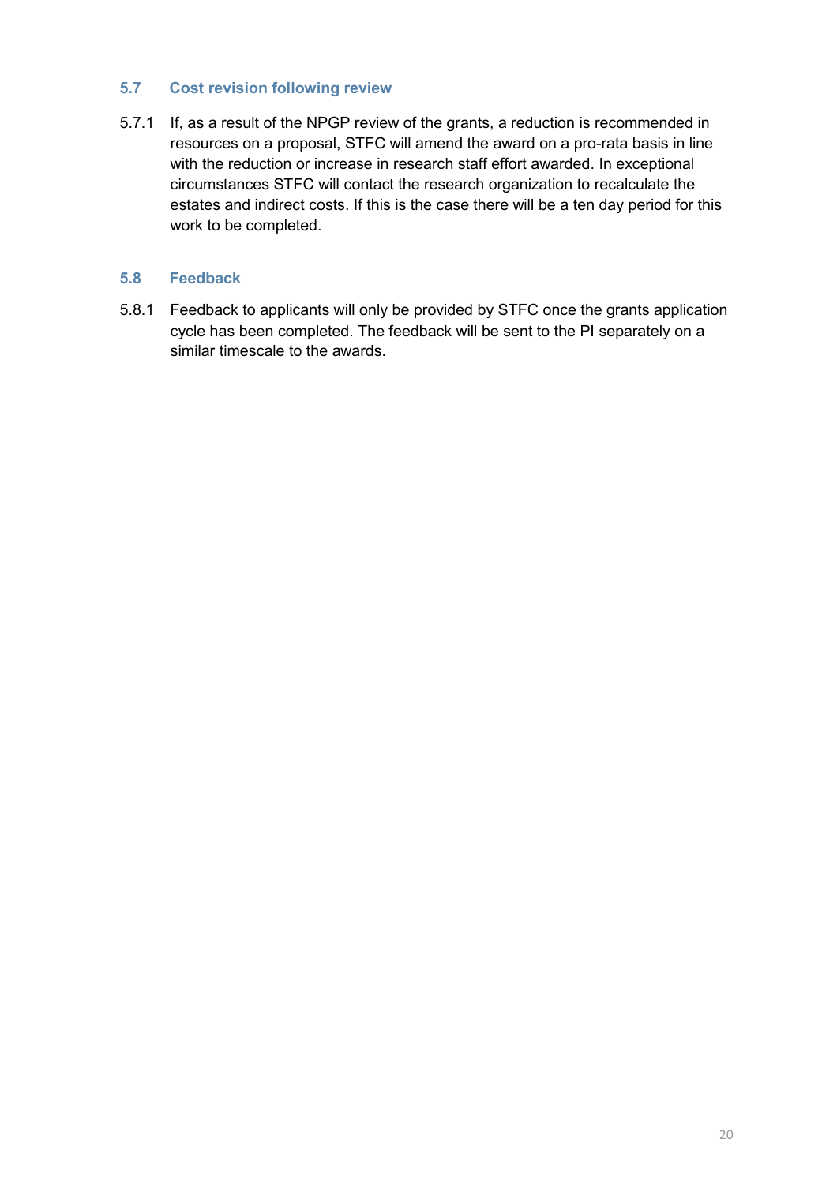### 5.7 Cost revision following review

5.7.1 If, as a result of the NPGP review of the grants, a reduction is recommended in resources on a proposal, STFC will amend the award on a pro-rata basis in line with the reduction or increase in research staff effort awarded. In exceptional circumstances STFC will contact the research organization to recalculate the estates and indirect costs. If this is the case there will be a ten day period for this work to be completed.

### 5.8 Feedback

5.8.1 Feedback to applicants will only be provided by STFC once the grants application cycle has been completed. The feedback will be sent to the PI separately on a similar timescale to the awards.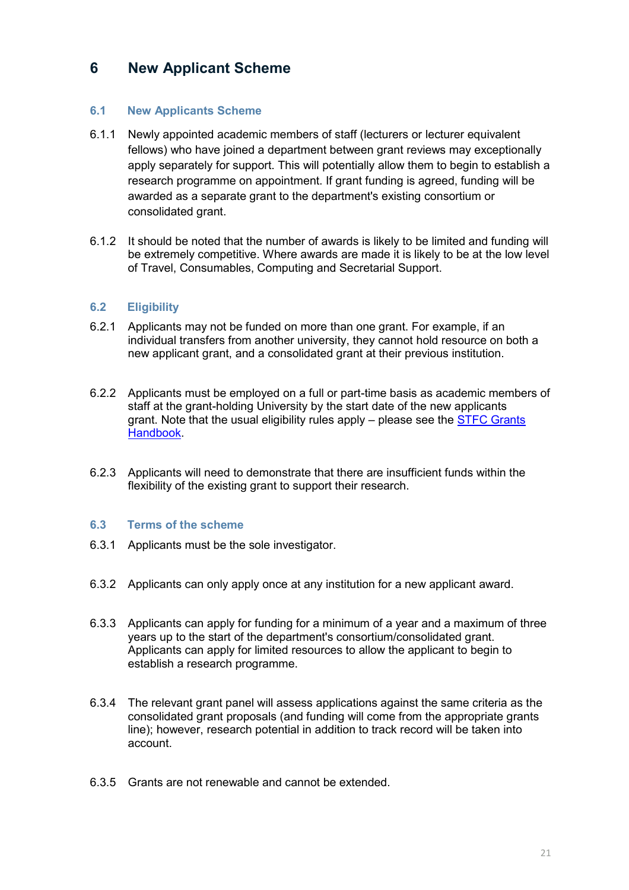# 6 New Applicant Scheme

## 6.1 New Applicants Scheme

6.1.1 Newly appointed academic members of staff (lecturers or lecturer equivalent fellows) who have joined a department between grant reviews may exceptionally apply separately for support. This will potentially allow them to begin to establish a research programme on appointment. If grant funding is agreed, funding will be awarded as a separate grant to the department's existing consortium or consolidated grant.

6.1.2 It should be noted that the number of awards is likely to be limited and funding will be extremely competitive. Where awards are made it is likely to be at the low level of Travel, Consumables, Computing and Secretarial Support.

## 6.2 Eligibility

6.2.1 Applicants may not be funded on more than one grant. For example, if an individual transfers from another university, they cannot hold resource on both a new applicant grant, and a consolidated grant at their previous institution.

6.2.2 Applicants must be employed on a full or part-time basis as academic members of staff at the grant-holding University by the start date of the new applicants grant. Note that the usual eligibility rules apply – please see the [STFC Grants Handbook](). 

6.2.3 Applicants will need to demonstrate that there are insufficient funds within the flexibility of the existing grant to support their research.

## 6.3 Terms of the scheme

6.3.1 Applicants must be the sole investigator.

6.3.2 Applicants can only apply once at any institution for a new applicant award.

6.3.3 Applicants can apply for funding for a minimum of a year and a maximum of three years up to the start of the department's consortium/consolidated grant. Applicants can apply for limited resources to allow the applicant to begin to establish a research programme.

6.3.4 The relevant grant panel will assess applications against the same criteria as the consolidated grant proposals (and funding will come from the appropriate grants line); however, research potential in addition to track record will be taken into account.

6.3.5 Grants are not renewable and cannot be extended.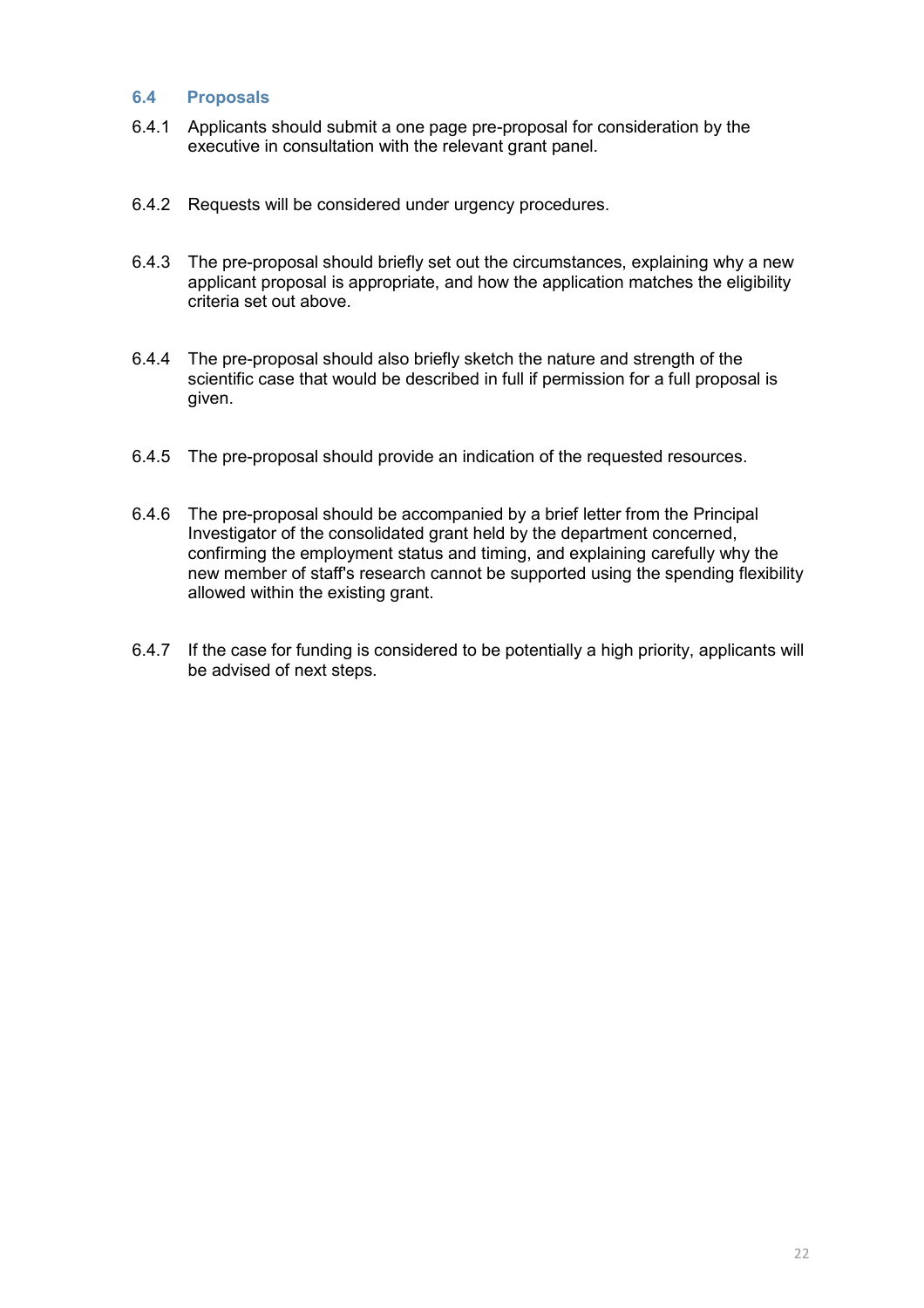### 6.4 Proposals

6.4.1 Applicants should submit a one page pre-proposal for consideration by the executive in consultation with the relevant grant panel.

6.4.2 Requests will be considered under urgency procedures.

6.4.3 The pre-proposal should briefly set out the circumstances, explaining why a new applicant proposal is appropriate, and how the application matches the eligibility criteria set out above.

6.4.4 The pre-proposal should also briefly sketch the nature and strength of the scientific case that would be described in full if permission for a full proposal is given.

6.4.5 The pre-proposal should provide an indication of the requested resources.

6.4.6 The pre-proposal should be accompanied by a brief letter from the Principal Investigator of the consolidated grant held by the department concerned, confirming the employment status and timing, and explaining carefully why the new member of staff's research cannot be supported using the spending flexibility allowed within the existing grant.

6.4.7 If the case for funding is considered to be potentially a high priority, applicants will be advised of next steps.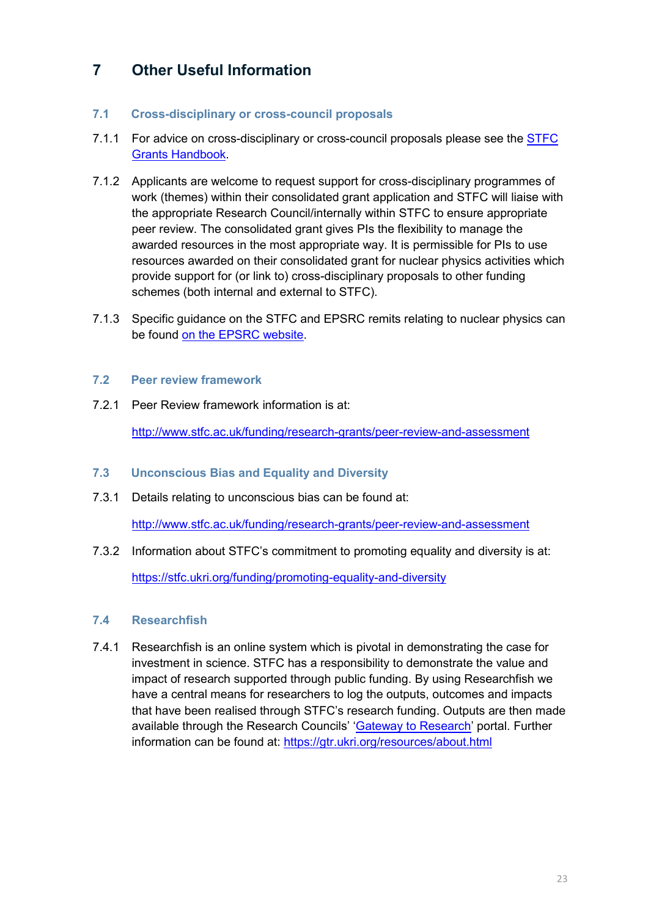# 7 Other Useful Information

## 7.1 Cross-disciplinary or cross-council proposals

7.1.1 For advice on cross-disciplinary or cross-council proposals please see the STFC Grants Handbook.

7.1.2 Applicants are welcome to request support for cross-disciplinary programmes of work (themes) within their consolidated grant application and STFC will liaise with the appropriate Research Council/internally within STFC to ensure appropriate peer review. The consolidated grant gives PIs the flexibility to manage the awarded resources in the most appropriate way. It is permissible for PIs to use resources awarded on their consolidated grant for nuclear physics activities which provide support for (or link to) cross-disciplinary proposals to other funding schemes (both internal and external to STFC).

7.1.3 Specific guidance on the STFC and EPSRC remits relating to nuclear physics can be found on the EPSRC website.

## 7.2 Peer review framework

7.2.1 Peer Review framework information is at:

http://www.stfc.ac.uk/funding/research-grants/peer-review-and-assessment

## 7.3 Unconscious Bias and Equality and Diversity

7.3.1 Details relating to unconscious bias can be found at:

http://www.stfc.ac.uk/funding/research-grants/peer-review-and-assessment

7.3.2 Information about STFC's commitment to promoting equality and diversity is at:

https://stfc.ukri.org/funding/promoting-equality-and-diversity

## 7.4 Researchfish

7.4.1 Researchfish is an online system which is pivotal in demonstrating the case for investment in science. STFC has a responsibility to demonstrate the value and impact of research supported through public funding. By using Researchfish we have a central means for researchers to log the outputs, outcomes and impacts that have been realised through STFC's research funding. Outputs are then made available through the Research Councils' 'Gateway to Research' portal. Further information can be found at: https://gtr.ukri.org/resources/about.html